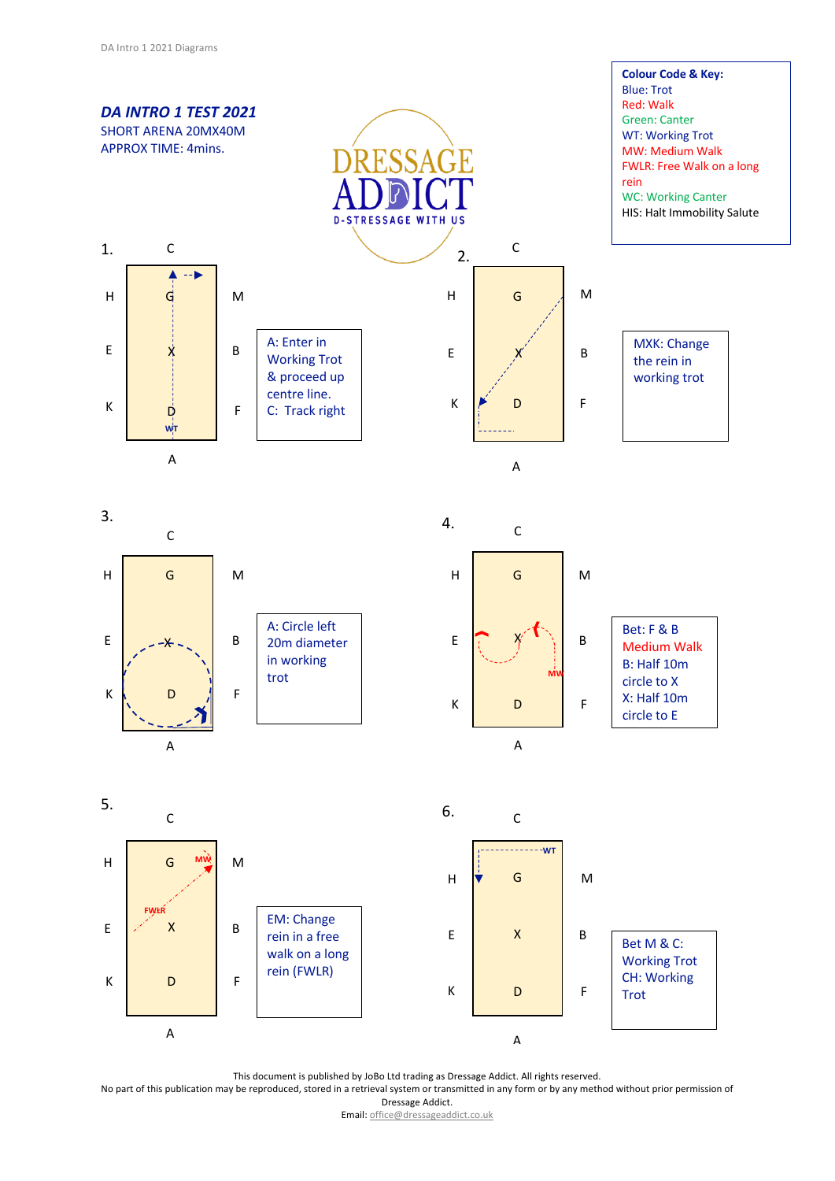# DA INTRO 1 TEST 2021

SHORT ARENA 20MX40M

APPROX TIME: 4mins.

DRESSAGE ADDICT

D-STRESSAGE WITH US

**Colour Code & Key:**

Blue: Trot

Red: Walk

Green: Canter

WT: Working Trot

MW: Medium Walk

FWLR: Free Walk on a long rein

WC: Working Canter

HIS: Halt Immobility Salute

1.

C
H G M
E X B
K D F
WT
A

A: Enter in Working Trot & proceed up centre line.
C: Track right

2.

C
H G M
E X B
K D F
A

MXK: Change the rein in working trot

3.

C
H G M
E X B
K D F
A

A: Circle left 20m diameter in working trot

4.

C
H G M
E X B
MW
K D F
A

Bet: F & B Medium Walk
B: Half 10m circle to X
X: Half 10m circle to E

5.

C
MW
H G M
FWLR
E X B
K D F
A

EM: Change rein in a free walk on a long rein (FWLR)

6.

C
WT
H G M
E X B
K D F
A

Bet M & C: Working Trot
CH: Working Trot

This document is published by JoBo Ltd trading as Dressage Addict. All rights reserved.
No part of this publication may be reproduced, stored in a retrieval system or transmitted in any form or by any method without prior permission of Dressage Addict.
Email: office@dressageaddict.co.uk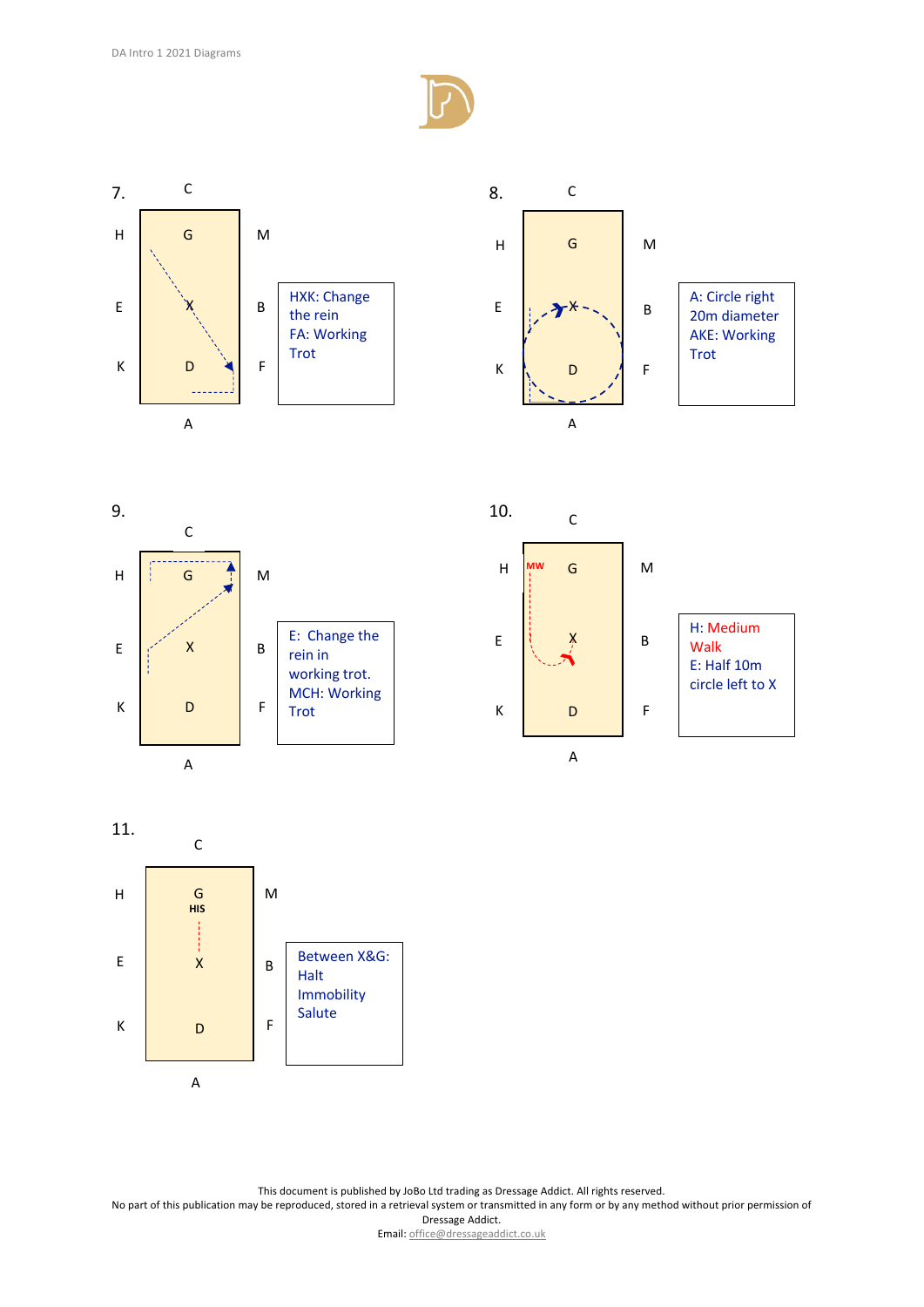7.

C

H G M

E X B

K D F

A

HXK: Change the rein
FA: Working Trot

8.

C

H G M

E X B

K D F

A

A: Circle right 20m diameter
AKE: Working Trot

9.

C

H G M

E X B

K D F

A

E: Change the rein in working trot.
MCH: Working Trot

10.

C

H MW G M

E X B

K D F

A

H: Medium Walk
E: Half 10m circle left to X

11.

C

H G M
HIS

E X B

K D F

A

Between X&G: Halt Immobility Salute

This document is published by JoBo Ltd trading as Dressage Addict. All rights reserved.
No part of this publication may be reproduced, stored in a retrieval system or transmitted in any form or by any method without prior permission of Dressage Addict.
Email: office@dressageaddict.co.uk